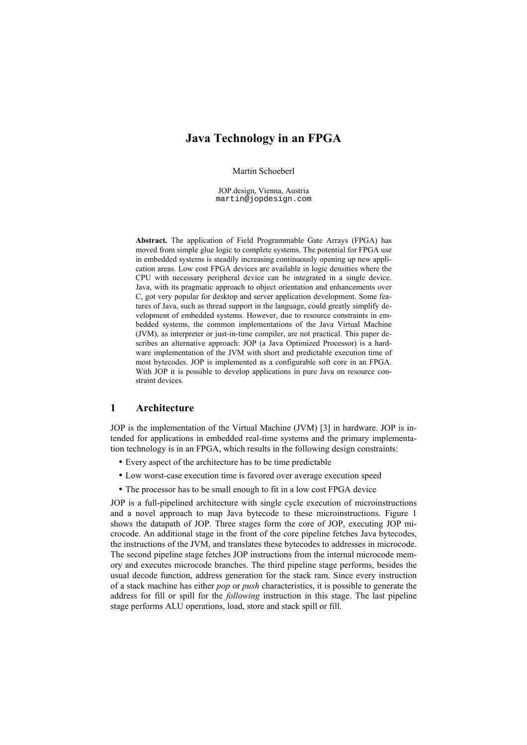# Java Technology in an FPGA

Martin Schoeberl

JOP.design, Vienna, Austria
martin@jopdesign.com

**Abstract.** The application of Field Programmable Gate Arrays (FPGA) has moved from simple glue logic to complete systems. The potential for FPGA use in embedded systems is steadily increasing continuously opening up new application areas. Low cost FPGA devices are available in logic densities where the CPU with necessary peripheral device can be integrated in a single device. Java, with its pragmatic approach to object orientation and enhancements over C, got very popular for desktop and server application development. Some features of Java, such as thread support in the language, could greatly simplify development of embedded systems. However, due to resource constraints in embedded systems, the common implementations of the Java Virtual Machine (JVM), as interpreter or just-in-time compiler, are not practical. This paper describes an alternative approach: JOP (a Java Optimized Processor) is a hardware implementation of the JVM with short and predictable execution time of most bytecodes. JOP is implemented as a configurable soft core in an FPGA. With JOP it is possible to develop applications in pure Java on resource constraint devices.

## 1 Architecture

JOP is the implementation of the Virtual Machine (JVM) [3] in hardware. JOP is intended for applications in embedded real-time systems and the primary implementation technology is in an FPGA, which results in the following design constraints:

- Every aspect of the architecture has to be time predictable
- Low worst-case execution time is favored over average execution speed
- The processor has to be small enough to fit in a low cost FPGA device

JOP is a full-pipelined architecture with single cycle execution of microinstructions and a novel approach to map Java bytecode to these microinstructions. Figure 1 shows the datapath of JOP. Three stages form the core of JOP, executing JOP microcode. An additional stage in the front of the core pipeline fetches Java bytecodes, the instructions of the JVM, and translates these bytecodes to addresses in microcode. The second pipeline stage fetches JOP instructions from the internal microcode memory and executes microcode branches. The third pipeline stage performs, besides the usual decode function, address generation for the stack ram. Since every instruction of a stack machine has either *pop* or *push* characteristics, it is possible to generate the address for fill or spill for the *following* instruction in this stage. The last pipeline stage performs ALU operations, load, store and stack spill or fill.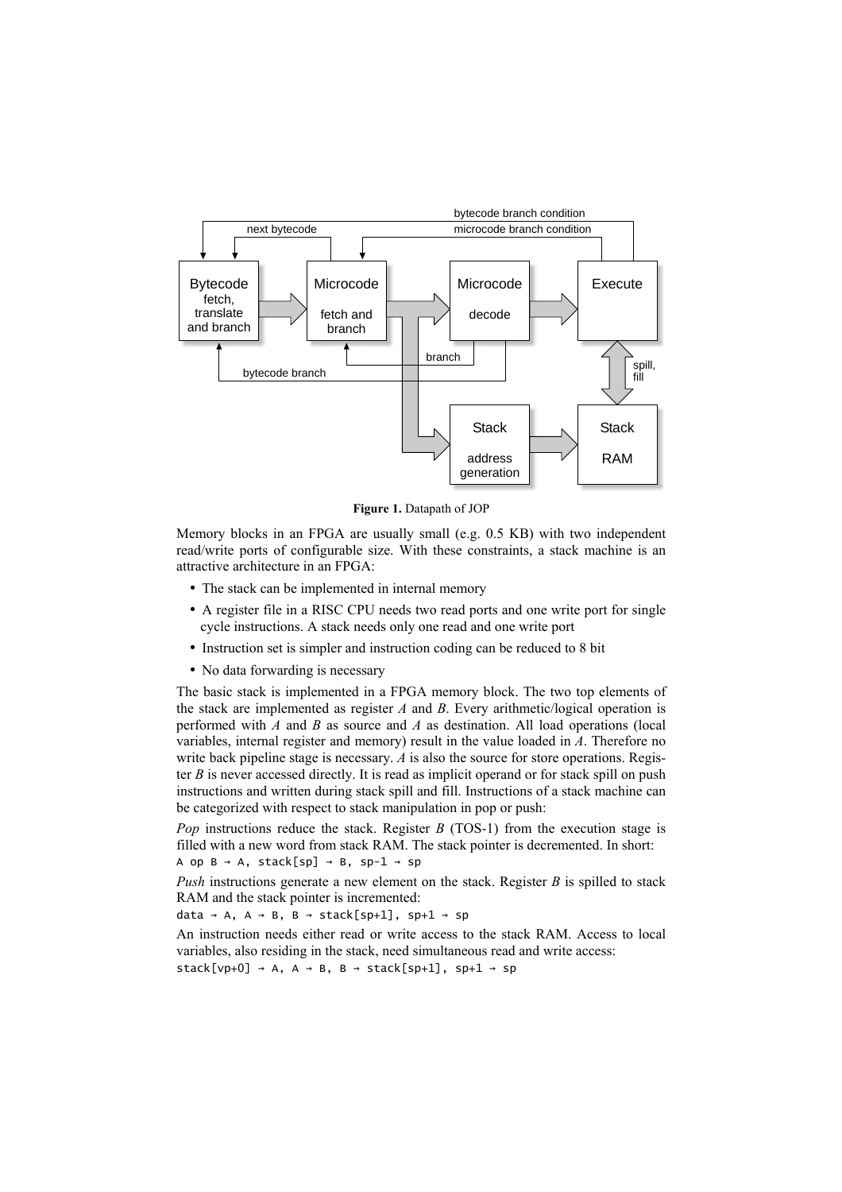**Figure 1.** Datapath of JOP

Memory blocks in an FPGA are usually small (e.g. 0.5 KB) with two independent read/write ports of configurable size. With these constraints, a stack machine is an attractive architecture in an FPGA:

- The stack can be implemented in internal memory
- A register file in a RISC CPU needs two read ports and one write port for single cycle instructions. A stack needs only one read and one write port
- Instruction set is simpler and instruction coding can be reduced to 8 bit
- No data forwarding is necessary

The basic stack is implemented in a FPGA memory block. The two top elements of the stack are implemented as register *A* and *B*. Every arithmetic/logical operation is performed with *A* and *B* as source and *A* as destination. All load operations (local variables, internal register and memory) result in the value loaded in *A*. Therefore no write back pipeline stage is necessary. *A* is also the source for store operations. Register *B* is never accessed directly. It is read as implicit operand or for stack spill on push instructions and written during stack spill and fill. Instructions of a stack machine can be categorized with respect to stack manipulation in pop or push:

*Pop* instructions reduce the stack. Register *B* (TOS-1) from the execution stage is filled with a new word from stack RAM. The stack pointer is decremented. In short:

```
A op B → A, stack[sp] → B, sp-1 → sp
```

*Push* instructions generate a new element on the stack. Register *B* is spilled to stack RAM and the stack pointer is incremented:

```
data → A, A → B, B → stack[sp+1], sp+1 → sp
```

An instruction needs either read or write access to the stack RAM. Access to local variables, also residing in the stack, need simultaneous read and write access:

```
stack[vp+0] → A, A → B, B → stack[sp+1], sp+1 → sp
```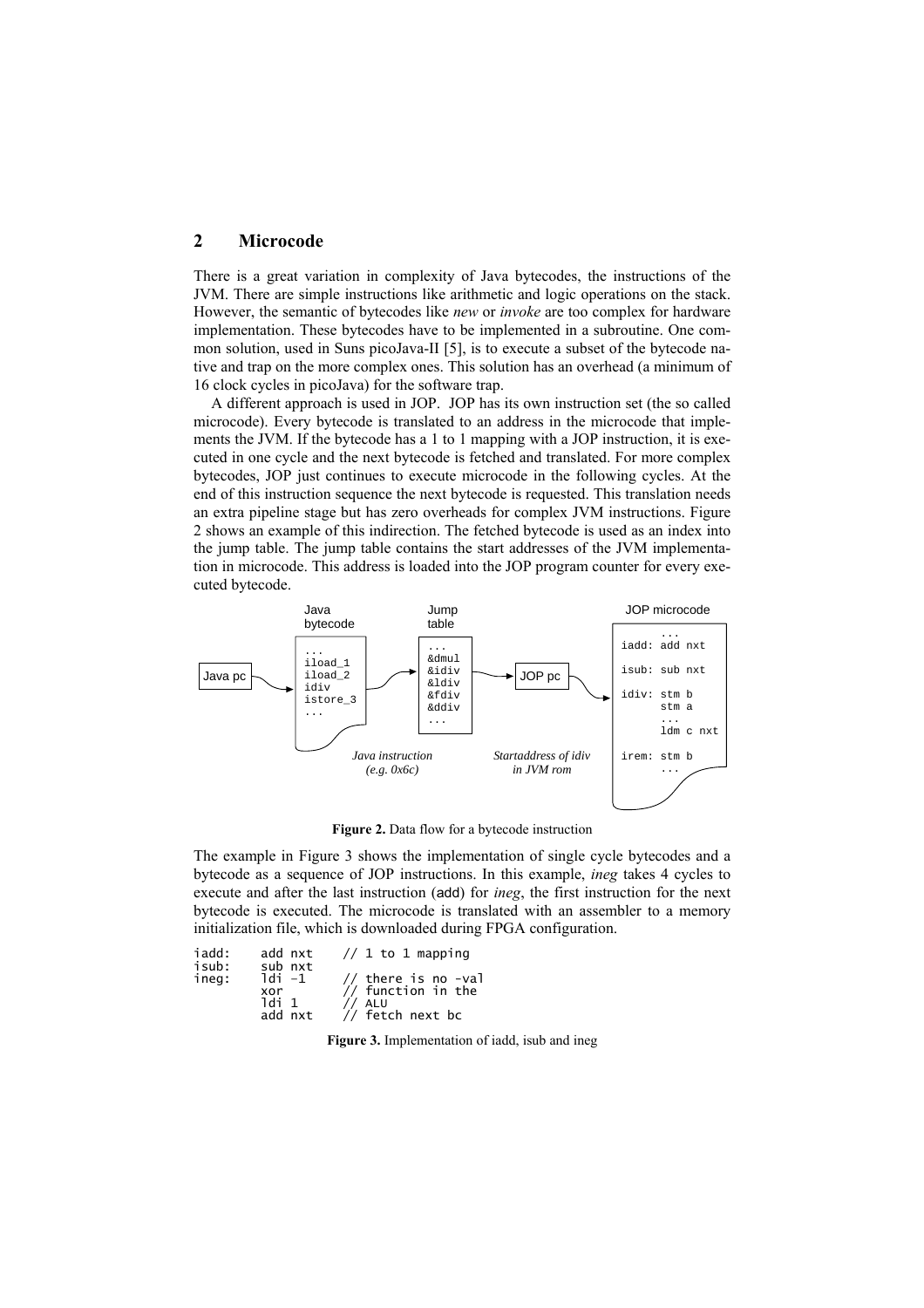## 2 Microcode

There is a great variation in complexity of Java bytecodes, the instructions of the JVM. There are simple instructions like arithmetic and logic operations on the stack. However, the semantic of bytecodes like *new* or *invoke* are too complex for hardware implementation. These bytecodes have to be implemented in a subroutine. One common solution, used in Suns picoJava-II [5], is to execute a subset of the bytecode native and trap on the more complex ones. This solution has an overhead (a minimum of 16 clock cycles in picoJava) for the software trap.

A different approach is used in JOP. JOP has its own instruction set (the so called microcode). Every bytecode is translated to an address in the microcode that implements the JVM. If the bytecode has a 1 to 1 mapping with a JOP instruction, it is executed in one cycle and the next bytecode is fetched and translated. For more complex bytecodes, JOP just continues to execute microcode in the following cycles. At the end of this instruction sequence the next bytecode is requested. This translation needs an extra pipeline stage but has zero overheads for complex JVM instructions. Figure 2 shows an example of this indirection. The fetched bytecode is used as an index into the jump table. The jump table contains the start addresses of the JVM implementation in microcode. This address is loaded into the JOP program counter for every executed bytecode.

```
Java pc  -->  Java bytecode      -->  Jump table  -->  JOP pc  -->  JOP microcode
              ...                     ...                           ...
              iload_1                 &dmul                         iadd: add nxt
              iload_2                 &idiv
              idiv                    &ldiv                         isub: sub nxt
              istore_3                &fdiv
              ...                     &ddiv                         idiv: stm b
                                      ...                                 stm a
                                                                          ...
                                                                          ldm c nxt

              Java instruction        Startaddress of idiv          irem: stm b
              (e.g. 0x6c)             in JVM rom                          ...
```

**Figure 2.** Data flow for a bytecode instruction

The example in Figure 3 shows the implementation of single cycle bytecodes and a bytecode as a sequence of JOP instructions. In this example, *ineg* takes 4 cycles to execute and after the last instruction (add) for *ineg*, the first instruction for the next bytecode is executed. The microcode is translated with an assembler to a memory initialization file, which is downloaded during FPGA configuration.

```
iadd:   add nxt    // 1 to 1 mapping
isub:   sub nxt
ineg:   ldi -1     // there is no -val
        xor        // function in the
        ldi 1      // ALU
        add nxt    // fetch next bc
```

**Figure 3.** Implementation of iadd, isub and ineg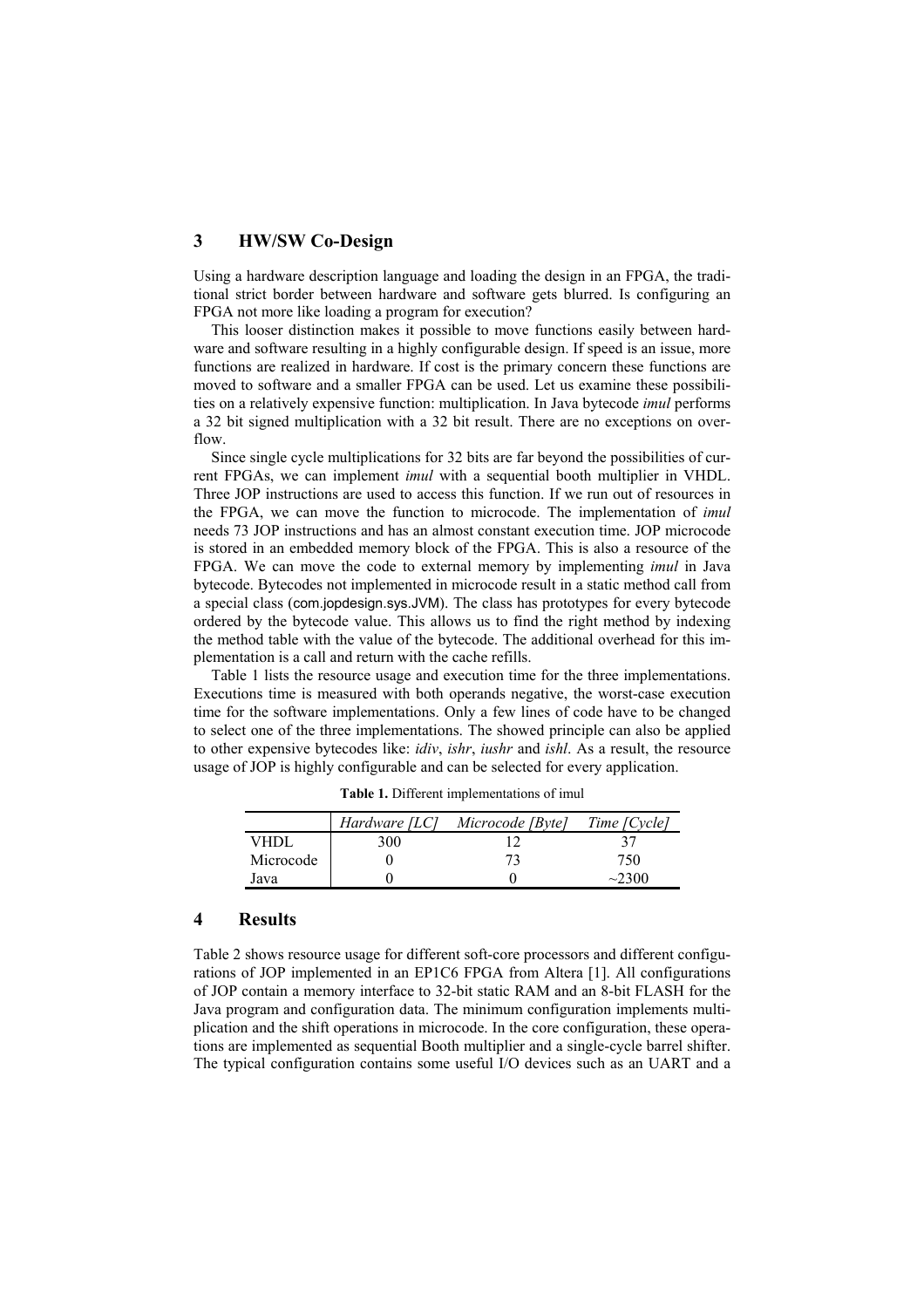## 3 HW/SW Co-Design

Using a hardware description language and loading the design in an FPGA, the traditional strict border between hardware and software gets blurred. Is configuring an FPGA not more like loading a program for execution?

This looser distinction makes it possible to move functions easily between hardware and software resulting in a highly configurable design. If speed is an issue, more functions are realized in hardware. If cost is the primary concern these functions are moved to software and a smaller FPGA can be used. Let us examine these possibilities on a relatively expensive function: multiplication. In Java bytecode *imul* performs a 32 bit signed multiplication with a 32 bit result. There are no exceptions on overflow.

Since single cycle multiplications for 32 bits are far beyond the possibilities of current FPGAs, we can implement *imul* with a sequential booth multiplier in VHDL. Three JOP instructions are used to access this function. If we run out of resources in the FPGA, we can move the function to microcode. The implementation of *imul* needs 73 JOP instructions and has an almost constant execution time. JOP microcode is stored in an embedded memory block of the FPGA. This is also a resource of the FPGA. We can move the code to external memory by implementing *imul* in Java bytecode. Bytecodes not implemented in microcode result in a static method call from a special class (com.jopdesign.sys.JVM). The class has prototypes for every bytecode ordered by the bytecode value. This allows us to find the right method by indexing the method table with the value of the bytecode. The additional overhead for this implementation is a call and return with the cache refills.

Table 1 lists the resource usage and execution time for the three implementations. Executions time is measured with both operands negative, the worst-case execution time for the software implementations. Only a few lines of code have to be changed to select one of the three implementations. The showed principle can also be applied to other expensive bytecodes like: *idiv*, *ishr*, *iushr* and *ishl*. As a result, the resource usage of JOP is highly configurable and can be selected for every application.

**Table 1.** Different implementations of imul

| | *Hardware [LC]* | *Microcode [Byte]* | *Time [Cycle]* |
|---|---|---|---|
| VHDL | 300 | 12 | 37 |
| Microcode | 0 | 73 | 750 |
| Java | 0 | 0 | ~2300 |

## 4 Results

Table 2 shows resource usage for different soft-core processors and different configurations of JOP implemented in an EP1C6 FPGA from Altera [1]. All configurations of JOP contain a memory interface to 32-bit static RAM and an 8-bit FLASH for the Java program and configuration data. The minimum configuration implements multiplication and the shift operations in microcode. In the core configuration, these operations are implemented as sequential Booth multiplier and a single-cycle barrel shifter. The typical configuration contains some useful I/O devices such as an UART and a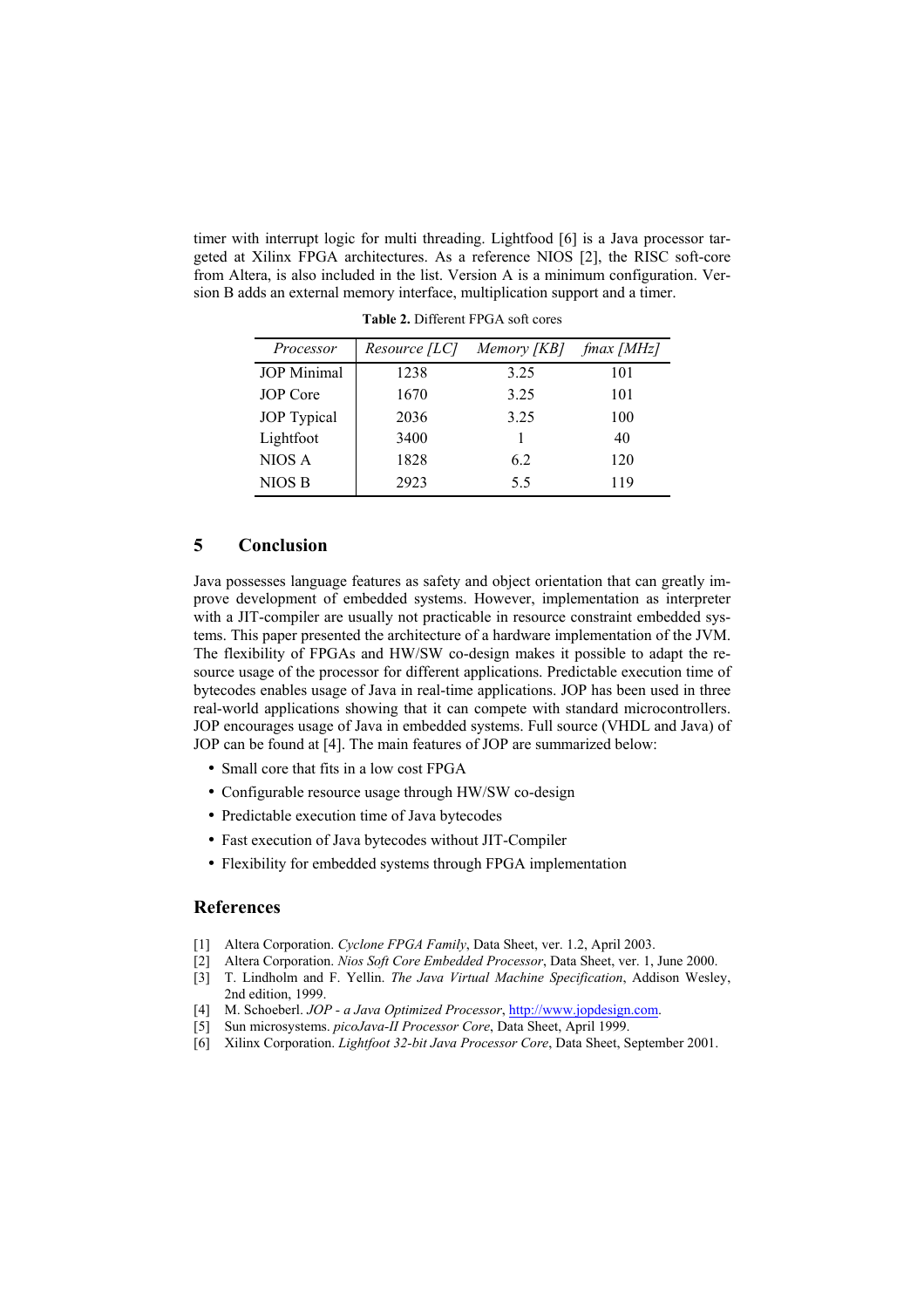timer with interrupt logic for multi threading. Lightfood [6] is a Java processor targeted at Xilinx FPGA architectures. As a reference NIOS [2], the RISC soft-core from Altera, is also included in the list. Version A is a minimum configuration. Version B adds an external memory interface, multiplication support and a timer.

**Table 2.** Different FPGA soft cores

| *Processor* | *Resource [LC]* | *Memory [KB]* | *fmax [MHz]* |
|---|---|---|---|
| JOP Minimal | 1238 | 3.25 | 101 |
| JOP Core | 1670 | 3.25 | 101 |
| JOP Typical | 2036 | 3.25 | 100 |
| Lightfoot | 3400 | 1 | 40 |
| NIOS A | 1828 | 6.2 | 120 |
| NIOS B | 2923 | 5.5 | 119 |

## 5 Conclusion

Java possesses language features as safety and object orientation that can greatly improve development of embedded systems. However, implementation as interpreter with a JIT-compiler are usually not practicable in resource constraint embedded systems. This paper presented the architecture of a hardware implementation of the JVM. The flexibility of FPGAs and HW/SW co-design makes it possible to adapt the resource usage of the processor for different applications. Predictable execution time of bytecodes enables usage of Java in real-time applications. JOP has been used in three real-world applications showing that it can compete with standard microcontrollers. JOP encourages usage of Java in embedded systems. Full source (VHDL and Java) of JOP can be found at [4]. The main features of JOP are summarized below:

- Small core that fits in a low cost FPGA
- Configurable resource usage through HW/SW co-design
- Predictable execution time of Java bytecodes
- Fast execution of Java bytecodes without JIT-Compiler
- Flexibility for embedded systems through FPGA implementation

## References

[1] Altera Corporation. *Cyclone FPGA Family*, Data Sheet, ver. 1.2, April 2003.
[2] Altera Corporation. *Nios Soft Core Embedded Processor*, Data Sheet, ver. 1, June 2000.
[3] T. Lindholm and F. Yellin. *The Java Virtual Machine Specification*, Addison Wesley, 2nd edition, 1999.
[4] M. Schoeberl. *JOP - a Java Optimized Processor*, http://www.jopdesign.com.
[5] Sun microsystems. *picoJava-II Processor Core*, Data Sheet, April 1999.
[6] Xilinx Corporation. *Lightfoot 32-bit Java Processor Core*, Data Sheet, September 2001.